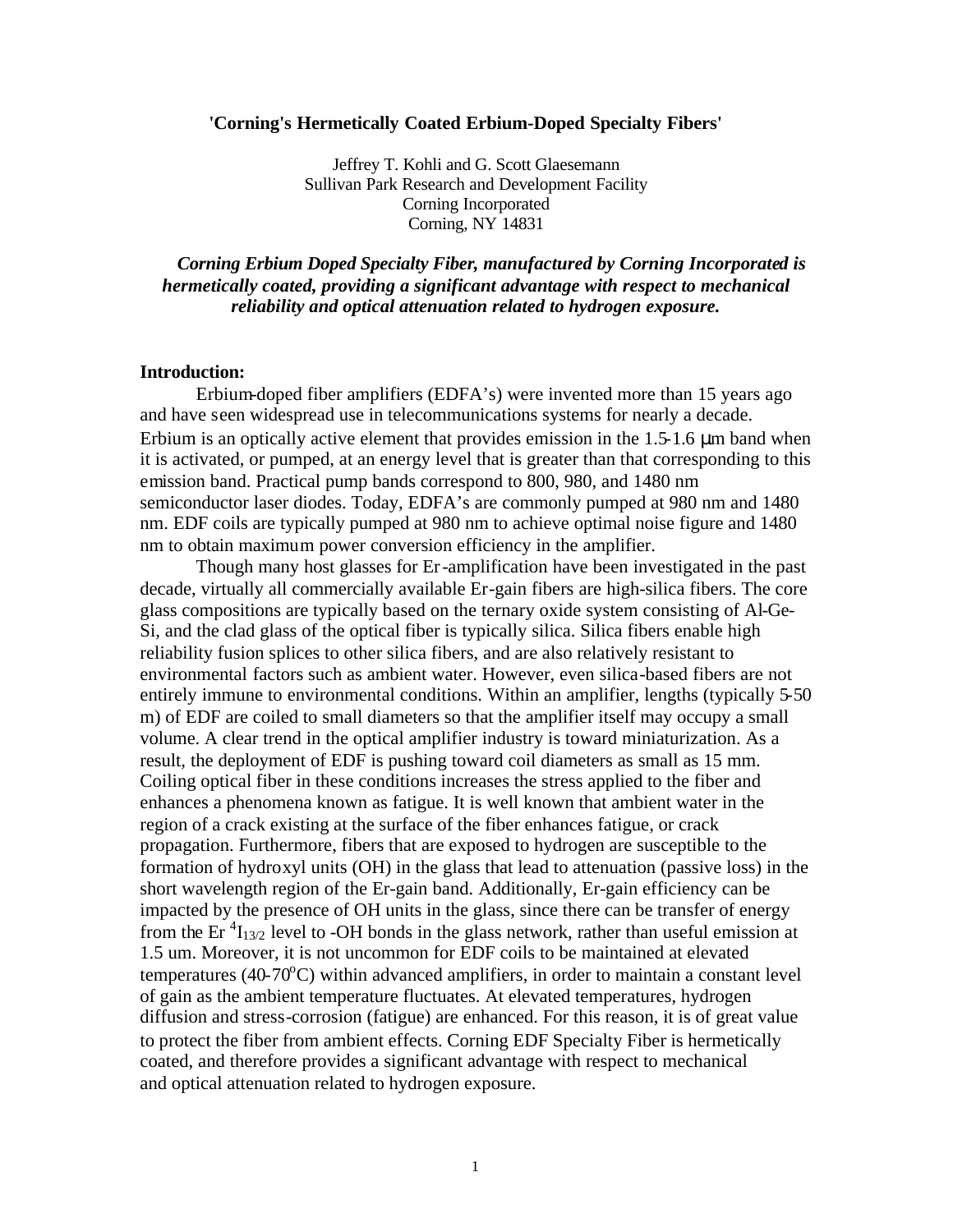# 'Corning's Hermetically Coated Erbium-Doped Specialty Fibers'

Jeffrey T. Kohli and G. Scott Glaesemann
Sullivan Park Research and Development Facility
Corning Incorporated
Corning, NY 14831

***Corning Erbium Doped Specialty Fiber, manufactured by Corning Incorporated is hermetically coated, providing a significant advantage with respect to mechanical reliability and optical attenuation related to hydrogen exposure.***

## Introduction:

Erbium-doped fiber amplifiers (EDFA's) were invented more than 15 years ago and have seen widespread use in telecommunications systems for nearly a decade. Erbium is an optically active element that provides emission in the 1.5-1.6 μm band when it is activated, or pumped, at an energy level that is greater than that corresponding to this emission band. Practical pump bands correspond to 800, 980, and 1480 nm semiconductor laser diodes. Today, EDFA's are commonly pumped at 980 nm and 1480 nm. EDF coils are typically pumped at 980 nm to achieve optimal noise figure and 1480 nm to obtain maximum power conversion efficiency in the amplifier.

Though many host glasses for Er-amplification have been investigated in the past decade, virtually all commercially available Er-gain fibers are high-silica fibers. The core glass compositions are typically based on the ternary oxide system consisting of Al-Ge-Si, and the clad glass of the optical fiber is typically silica. Silica fibers enable high reliability fusion splices to other silica fibers, and are also relatively resistant to environmental factors such as ambient water. However, even silica-based fibers are not entirely immune to environmental conditions. Within an amplifier, lengths (typically 5-50 m) of EDF are coiled to small diameters so that the amplifier itself may occupy a small volume. A clear trend in the optical amplifier industry is toward miniaturization. As a result, the deployment of EDF is pushing toward coil diameters as small as 15 mm. Coiling optical fiber in these conditions increases the stress applied to the fiber and enhances a phenomena known as fatigue. It is well known that ambient water in the region of a crack existing at the surface of the fiber enhances fatigue, or crack propagation. Furthermore, fibers that are exposed to hydrogen are susceptible to the formation of hydroxyl units (OH) in the glass that lead to attenuation (passive loss) in the short wavelength region of the Er-gain band. Additionally, Er-gain efficiency can be impacted by the presence of OH units in the glass, since there can be transfer of energy from the Er $^4I_{13/2}$ level to -OH bonds in the glass network, rather than useful emission at 1.5 um. Moreover, it is not uncommon for EDF coils to be maintained at elevated temperatures (40-70$^o$C) within advanced amplifiers, in order to maintain a constant level of gain as the ambient temperature fluctuates. At elevated temperatures, hydrogen diffusion and stress-corrosion (fatigue) are enhanced. For this reason, it is of great value to protect the fiber from ambient effects. Corning EDF Specialty Fiber is hermetically coated, and therefore provides a significant advantage with respect to mechanical and optical attenuation related to hydrogen exposure.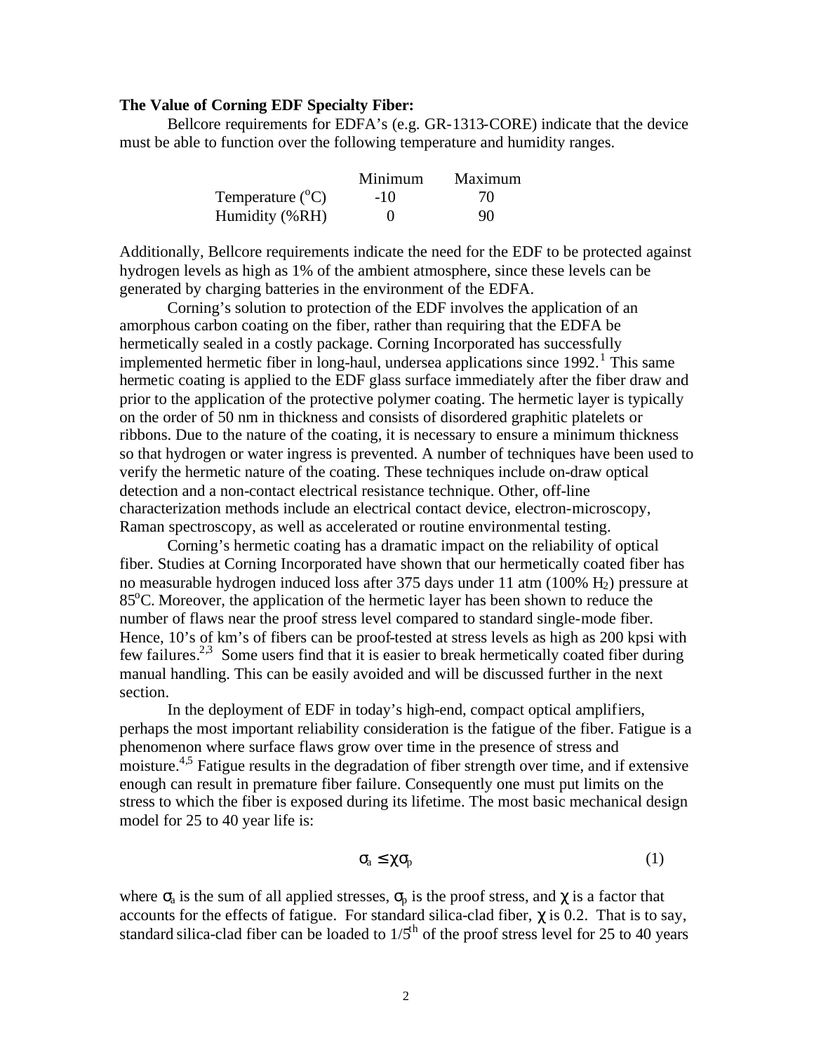**The Value of Corning EDF Specialty Fiber:**

Bellcore requirements for EDFA's (e.g. GR-1313-CORE) indicate that the device must be able to function over the following temperature and humidity ranges.

| | Minimum | Maximum |
|---|---|---|
| Temperature ($^{o}$C) | -10 | 70 |
| Humidity (%RH) | 0 | 90 |

Additionally, Bellcore requirements indicate the need for the EDF to be protected against hydrogen levels as high as 1% of the ambient atmosphere, since these levels can be generated by charging batteries in the environment of the EDFA.

Corning's solution to protection of the EDF involves the application of an amorphous carbon coating on the fiber, rather than requiring that the EDFA be hermetically sealed in a costly package. Corning Incorporated has successfully implemented hermetic fiber in long-haul, undersea applications since 1992.[1] This same hermetic coating is applied to the EDF glass surface immediately after the fiber draw and prior to the application of the protective polymer coating. The hermetic layer is typically on the order of 50 nm in thickness and consists of disordered graphitic platelets or ribbons. Due to the nature of the coating, it is necessary to ensure a minimum thickness so that hydrogen or water ingress is prevented. A number of techniques have been used to verify the hermetic nature of the coating. These techniques include on-draw optical detection and a non-contact electrical resistance technique. Other, off-line characterization methods include an electrical contact device, electron-microscopy, Raman spectroscopy, as well as accelerated or routine environmental testing.

Corning's hermetic coating has a dramatic impact on the reliability of optical fiber. Studies at Corning Incorporated have shown that our hermetically coated fiber has no measurable hydrogen induced loss after 375 days under 11 atm (100% $H_2$) pressure at 85$^{o}$C. Moreover, the application of the hermetic layer has been shown to reduce the number of flaws near the proof stress level compared to standard single-mode fiber. Hence, 10's of km's of fibers can be proof-tested at stress levels as high as 200 kpsi with few failures.[2,3] Some users find that it is easier to break hermetically coated fiber during manual handling. This can be easily avoided and will be discussed further in the next section.

In the deployment of EDF in today's high-end, compact optical amplifiers, perhaps the most important reliability consideration is the fatigue of the fiber. Fatigue is a phenomenon where surface flaws grow over time in the presence of stress and moisture.[4,5] Fatigue results in the degradation of fiber strength over time, and if extensive enough can result in premature fiber failure. Consequently one must put limits on the stress to which the fiber is exposed during its lifetime. The most basic mechanical design model for 25 to 40 year life is:

$$\sigma_a \leq \chi\sigma_p \quad (1)$$

where $\sigma_a$ is the sum of all applied stresses, $\sigma_p$ is the proof stress, and $\chi$ is a factor that accounts for the effects of fatigue. For standard silica-clad fiber, $\chi$ is 0.2. That is to say, standard silica-clad fiber can be loaded to 1/5$^{th}$ of the proof stress level for 25 to 40 years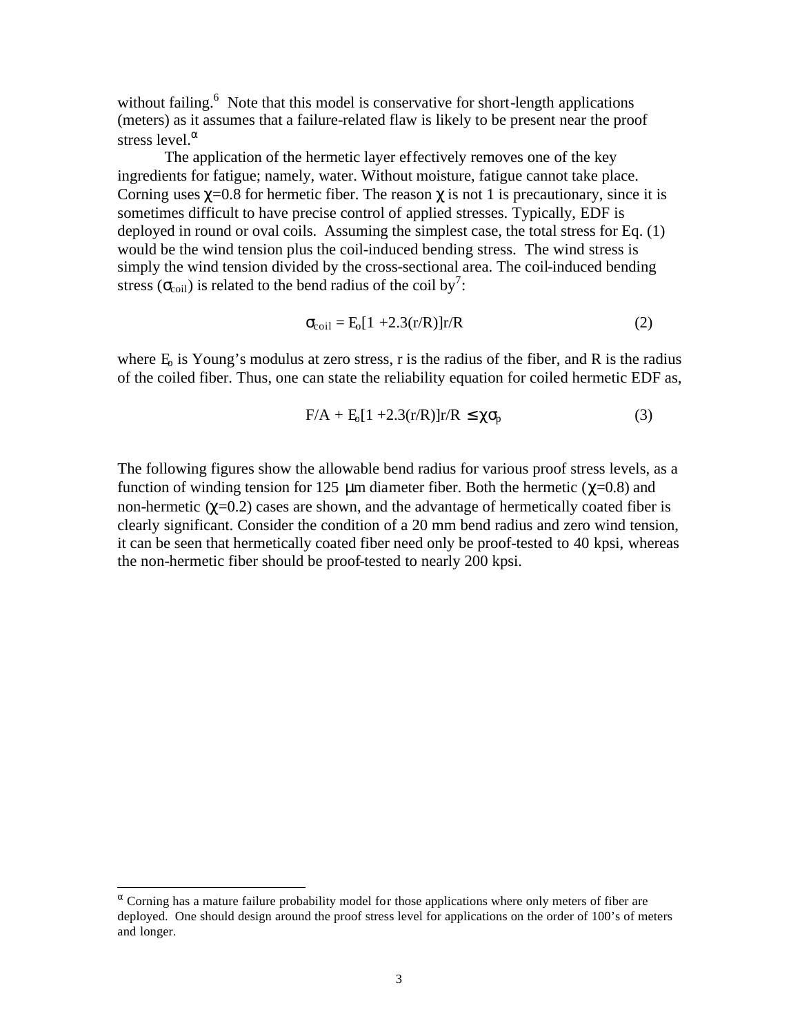without failing.[6] Note that this model is conservative for short-length applications (meters) as it assumes that a failure-related flaw is likely to be present near the proof stress level.[α]

The application of the hermetic layer effectively removes one of the key ingredients for fatigue; namely, water. Without moisture, fatigue cannot take place. Corning uses $\chi$=0.8 for hermetic fiber. The reason $\chi$ is not 1 is precautionary, since it is sometimes difficult to have precise control of applied stresses. Typically, EDF is deployed in round or oval coils. Assuming the simplest case, the total stress for Eq. (1) would be the wind tension plus the coil-induced bending stress. The wind stress is simply the wind tension divided by the cross-sectional area. The coil-induced bending stress ($\sigma_{coil}$) is related to the bend radius of the coil by[7]:

$$\sigma_{coil} = E_o[1 + 2.3(r/R)]r/R \qquad (2)$$

where $E_o$ is Young's modulus at zero stress, r is the radius of the fiber, and R is the radius of the coiled fiber. Thus, one can state the reliability equation for coiled hermetic EDF as,

$$F/A + E_o[1 + 2.3(r/R)]r/R \leq \chi\sigma_p \qquad (3)$$

The following figures show the allowable bend radius for various proof stress levels, as a function of winding tension for 125 μm diameter fiber. Both the hermetic ($\chi$=0.8) and non-hermetic ($\chi$=0.2) cases are shown, and the advantage of hermetically coated fiber is clearly significant. Consider the condition of a 20 mm bend radius and zero wind tension, it can be seen that hermetically coated fiber need only be proof-tested to 40 kpsi, whereas the non-hermetic fiber should be proof-tested to nearly 200 kpsi.

---

[α] Corning has a mature failure probability model for those applications where only meters of fiber are deployed. One should design around the proof stress level for applications on the order of 100's of meters and longer.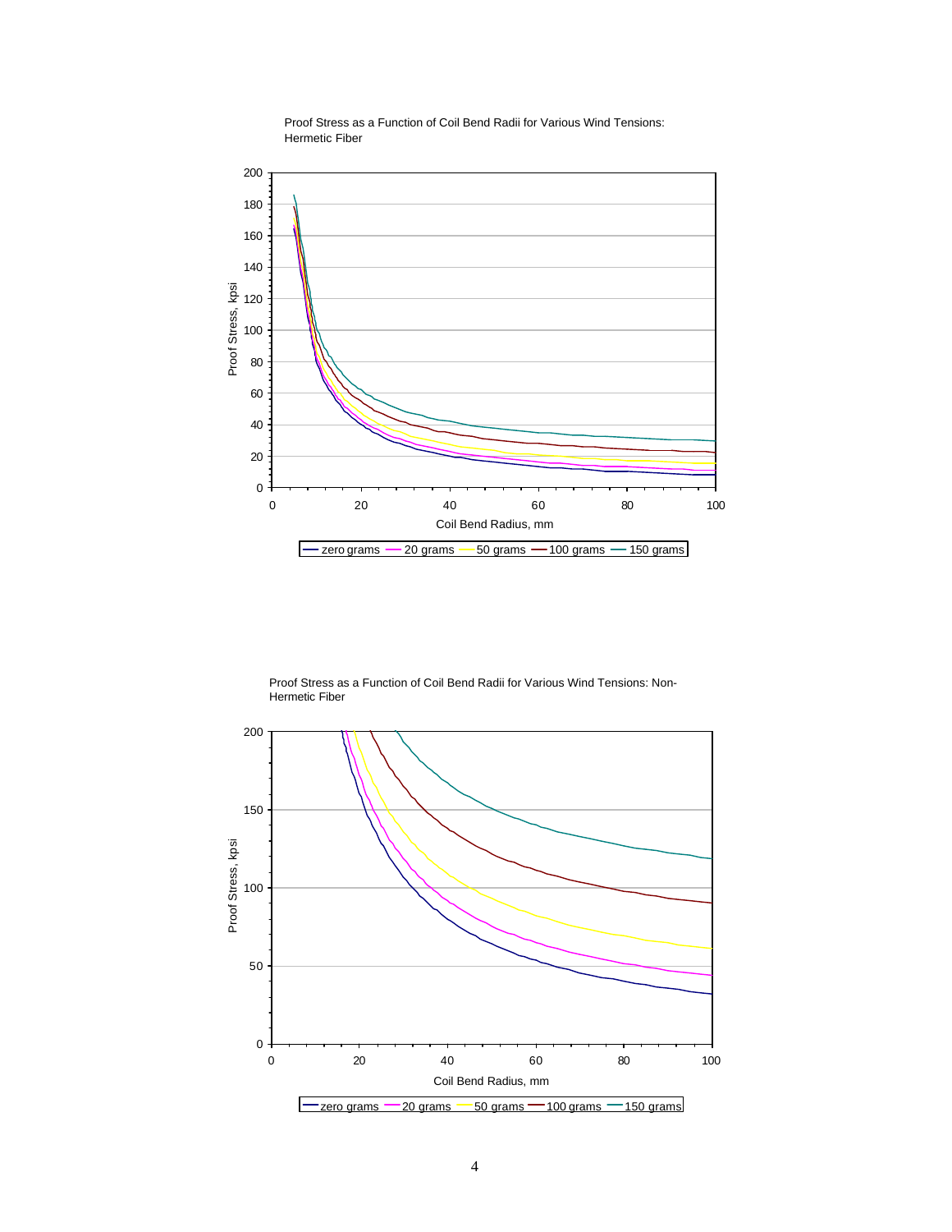Proof Stress as a Function of Coil Bend Radii for Various Wind Tensions: Hermetic Fiber

Proof Stress, kpsi

Coil Bend Radius, mm

zero grams — 20 grams — 50 grams — 100 grams — 150 grams

Proof Stress as a Function of Coil Bend Radii for Various Wind Tensions: Non-Hermetic Fiber

Proof Stress, kpsi

Coil Bend Radius, mm

zero grams — 20 grams — 50 grams — 100 grams — 150 grams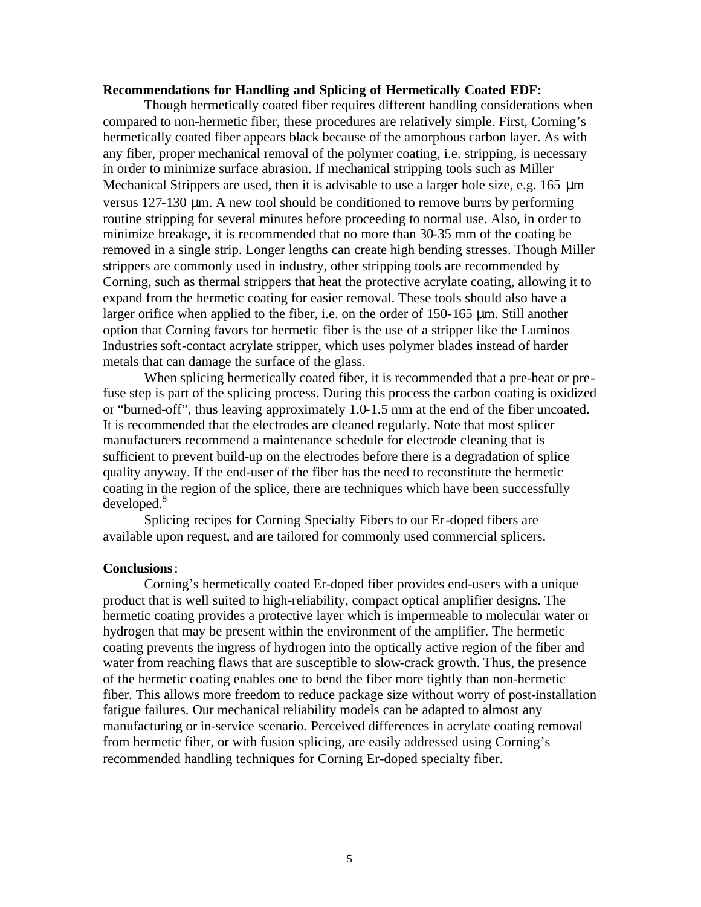**Recommendations for Handling and Splicing of Hermetically Coated EDF:**

Though hermetically coated fiber requires different handling considerations when compared to non-hermetic fiber, these procedures are relatively simple. First, Corning's hermetically coated fiber appears black because of the amorphous carbon layer. As with any fiber, proper mechanical removal of the polymer coating, i.e. stripping, is necessary in order to minimize surface abrasion. If mechanical stripping tools such as Miller Mechanical Strippers are used, then it is advisable to use a larger hole size, e.g. 165 μm versus 127-130 μm. A new tool should be conditioned to remove burrs by performing routine stripping for several minutes before proceeding to normal use. Also, in order to minimize breakage, it is recommended that no more than 30-35 mm of the coating be removed in a single strip. Longer lengths can create high bending stresses. Though Miller strippers are commonly used in industry, other stripping tools are recommended by Corning, such as thermal strippers that heat the protective acrylate coating, allowing it to expand from the hermetic coating for easier removal. These tools should also have a larger orifice when applied to the fiber, i.e. on the order of 150-165 μm. Still another option that Corning favors for hermetic fiber is the use of a stripper like the Luminos Industries soft-contact acrylate stripper, which uses polymer blades instead of harder metals that can damage the surface of the glass.

When splicing hermetically coated fiber, it is recommended that a pre-heat or pre-fuse step is part of the splicing process. During this process the carbon coating is oxidized or "burned-off", thus leaving approximately 1.0-1.5 mm at the end of the fiber uncoated. It is recommended that the electrodes are cleaned regularly. Note that most splicer manufacturers recommend a maintenance schedule for electrode cleaning that is sufficient to prevent build-up on the electrodes before there is a degradation of splice quality anyway. If the end-user of the fiber has the need to reconstitute the hermetic coating in the region of the splice, there are techniques which have been successfully developed.[8]

Splicing recipes for Corning Specialty Fibers to our Er-doped fibers are available upon request, and are tailored for commonly used commercial splicers.

**Conclusions**:

Corning's hermetically coated Er-doped fiber provides end-users with a unique product that is well suited to high-reliability, compact optical amplifier designs. The hermetic coating provides a protective layer which is impermeable to molecular water or hydrogen that may be present within the environment of the amplifier. The hermetic coating prevents the ingress of hydrogen into the optically active region of the fiber and water from reaching flaws that are susceptible to slow-crack growth. Thus, the presence of the hermetic coating enables one to bend the fiber more tightly than non-hermetic fiber. This allows more freedom to reduce package size without worry of post-installation fatigue failures. Our mechanical reliability models can be adapted to almost any manufacturing or in-service scenario. Perceived differences in acrylate coating removal from hermetic fiber, or with fusion splicing, are easily addressed using Corning's recommended handling techniques for Corning Er-doped specialty fiber.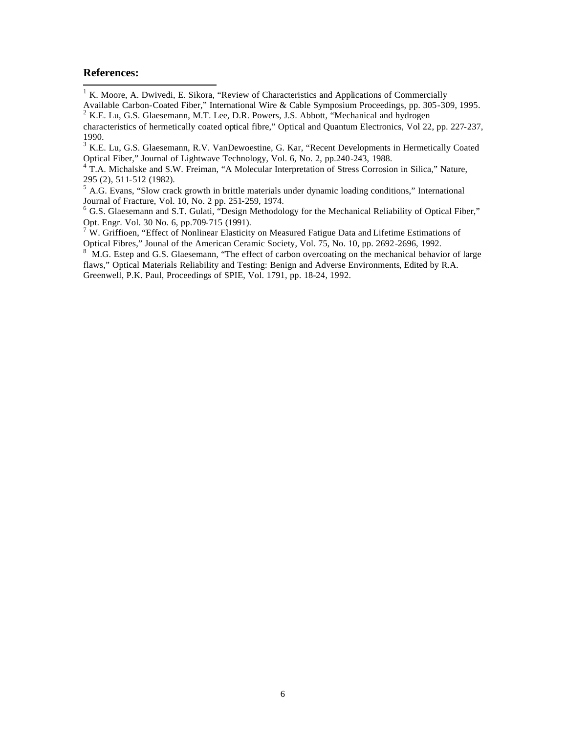**References:**

[1] K. Moore, A. Dwivedi, E. Sikora, "Review of Characteristics and Applications of Commercially Available Carbon-Coated Fiber," International Wire & Cable Symposium Proceedings, pp. 305-309, 1995.

[2] K.E. Lu, G.S. Glaesemann, M.T. Lee, D.R. Powers, J.S. Abbott, "Mechanical and hydrogen characteristics of hermetically coated optical fibre," Optical and Quantum Electronics, Vol 22, pp. 227-237, 1990.

[3] K.E. Lu, G.S. Glaesemann, R.V. VanDewoestine, G. Kar, "Recent Developments in Hermetically Coated Optical Fiber," Journal of Lightwave Technology, Vol. 6, No. 2, pp.240-243, 1988.

[4] T.A. Michalske and S.W. Freiman, "A Molecular Interpretation of Stress Corrosion in Silica," Nature, 295 (2), 511-512 (1982).

[5] A.G. Evans, "Slow crack growth in brittle materials under dynamic loading conditions," International Journal of Fracture, Vol. 10, No. 2 pp. 251-259, 1974.

[6] G.S. Glaesemann and S.T. Gulati, "Design Methodology for the Mechanical Reliability of Optical Fiber," Opt. Engr. Vol. 30 No. 6, pp.709-715 (1991).

[7] W. Griffioen, "Effect of Nonlinear Elasticity on Measured Fatigue Data and Lifetime Estimations of Optical Fibres," Jounal of the American Ceramic Society, Vol. 75, No. 10, pp. 2692-2696, 1992.

[8] M.G. Estep and G.S. Glaesemann, "The effect of carbon overcoating on the mechanical behavior of large flaws," Optical Materials Reliability and Testing: Benign and Adverse Environments, Edited by R.A. Greenwell, P.K. Paul, Proceedings of SPIE, Vol. 1791, pp. 18-24, 1992.